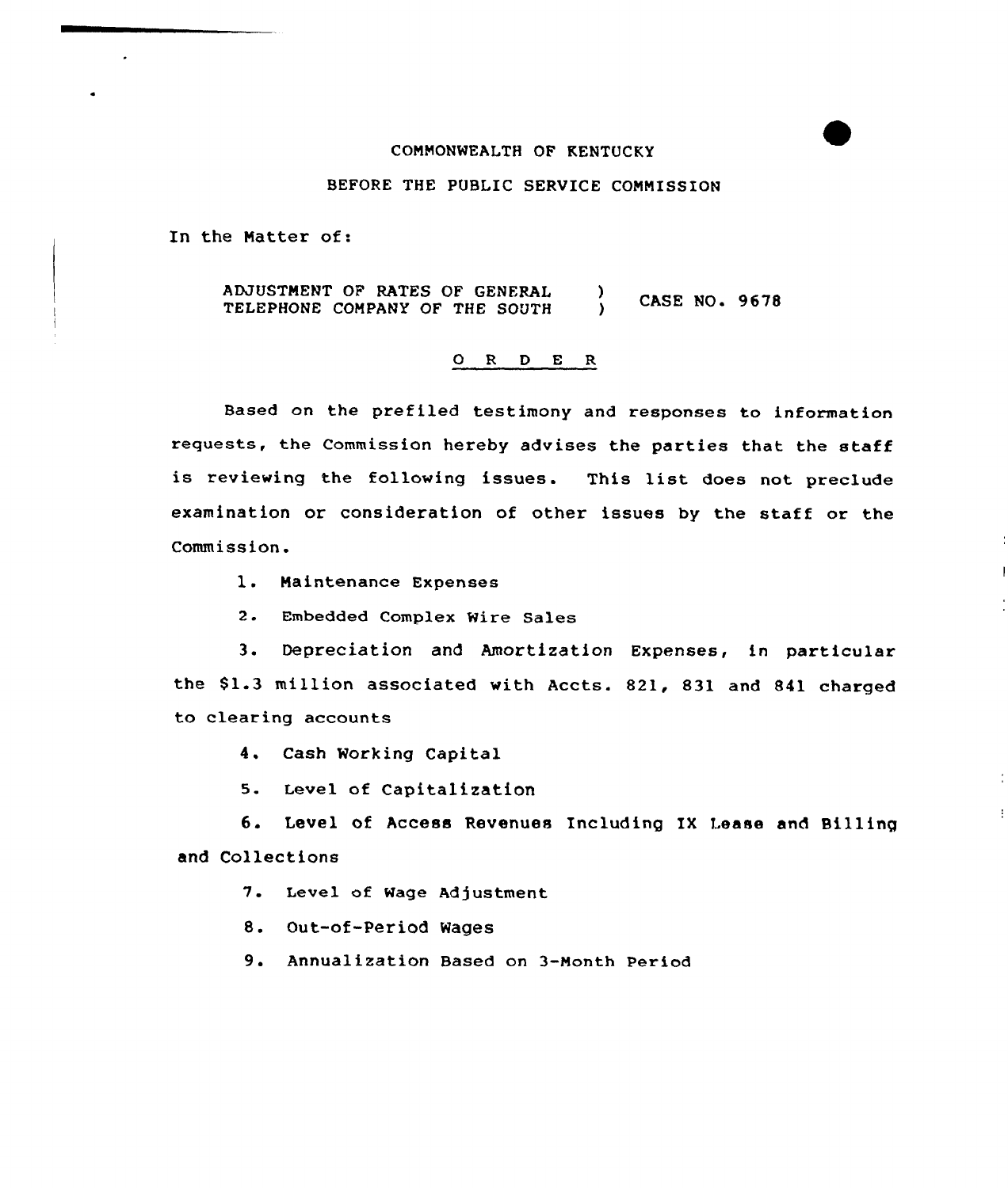COMMONWEALTH OF KENTUCKY

BEFORE THE PUBLIC SERVICE COMMISSION

In the Matter of:

ADJUSTMENT OF RATES OF GENERAL TELEPHONE COMPANY OF THE SOUTH ) CASE NO. 9678

## O R D E R

Based on the prefiled testimony and responses to information requests, the Commission hereby advises the parties that the staff is reviewing the following issues. This list does not preclude examination or consideration of other issues by the staff or the Commission.

1. Maintenance Expenses
2. Embedded Complex Wire Sales
3. Depreciation and Amortization Expenses, in particular the $1.3 million associated with Accts. 821, 831 and 841 charged to clearing accounts
4. Cash Working Capital
5. Level of Capitalization
6. Level of Access Revenues Including IX Lease and Billing and Collections
7. Level of Wage Adjustment
8. Out-of-Period Wages
9. Annualization Based on 3-Month Period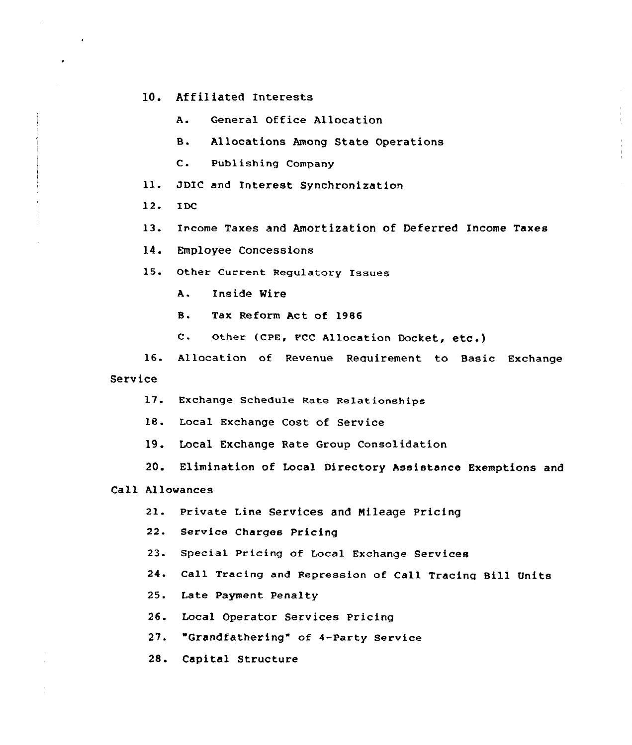10. Affiliated Interests

    A. General Office Allocation

    B. Allocations Among State Operations

    C. Publishing Company

11. JDIC and Interest Synchronization

12. IDC

13. Income Taxes and Amortization of Deferred Income Taxes

14. Employee Concessions

15. Other Current Regulatory Issues

    A. Inside Wire

    B. Tax Reform Act of 1986

    C. Other (CPE, FCC Allocation Docket, etc.)

16. Allocation of Revenue Requirement to Basic Exchange Service

17. Exchange Schedule Rate Relationships

18. Local Exchange Cost of Service

19. Local Exchange Rate Group Consolidation

20. Elimination of Local Directory Assistance Exemptions and Call Allowances

21. Private Line Services and Mileage Pricing

22. Service Charges Pricing

23. Special Pricing of Local Exchange Services

24. Call Tracing and Repression of Call Tracing Bill Units

25. Late Payment Penalty

26. Local Operator Services Pricing

27. "Grandfathering" of 4-Party Service

28. Capital Structure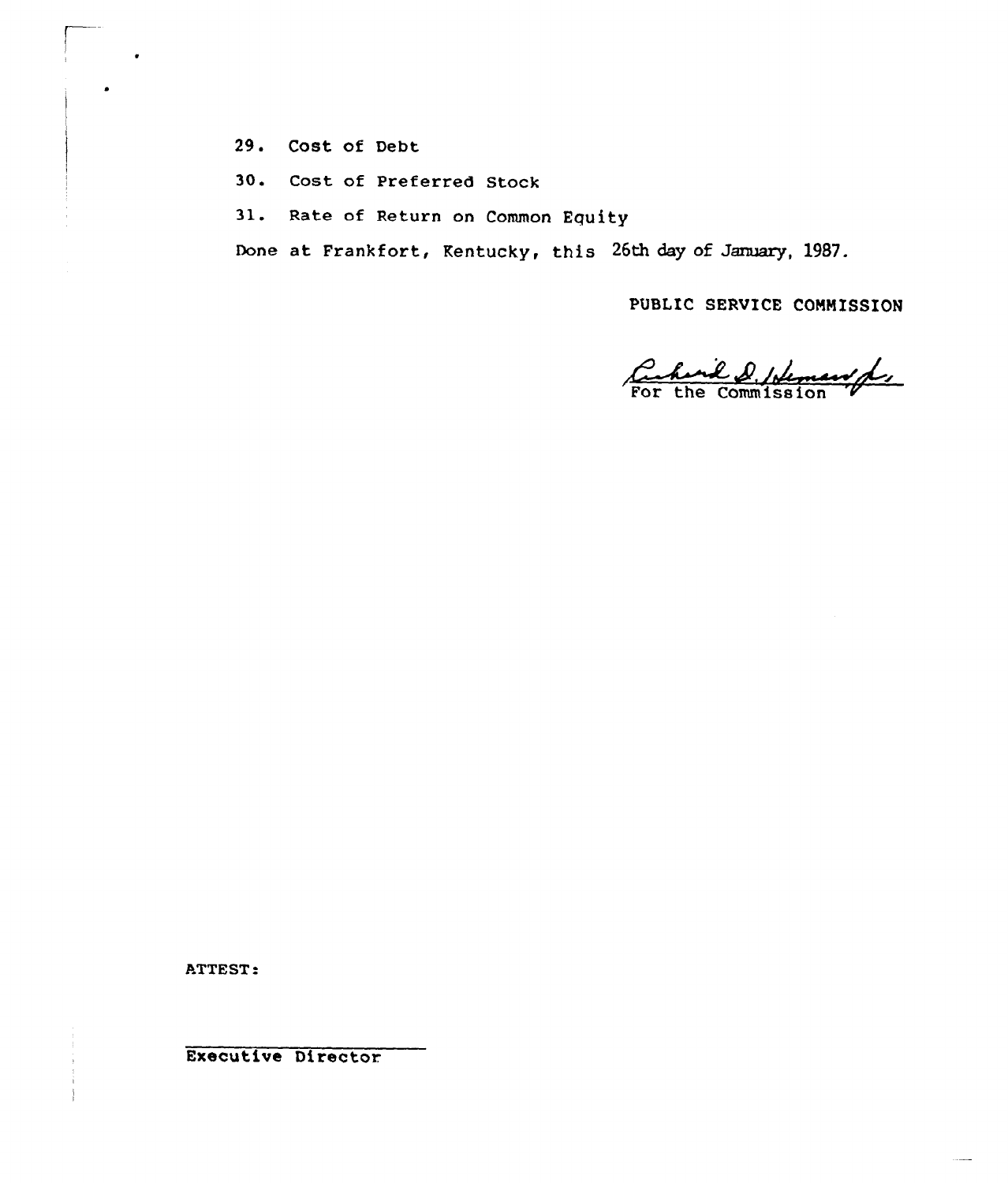29. Cost of Debt

30. Cost of Preferred Stock

31. Rate of Return on Common Equity

Done at Frankfort, Kentucky, this 26th day of January, 1987.

PUBLIC SERVICE COMMISSION

For the Commission

ATTEST:

Executive Director